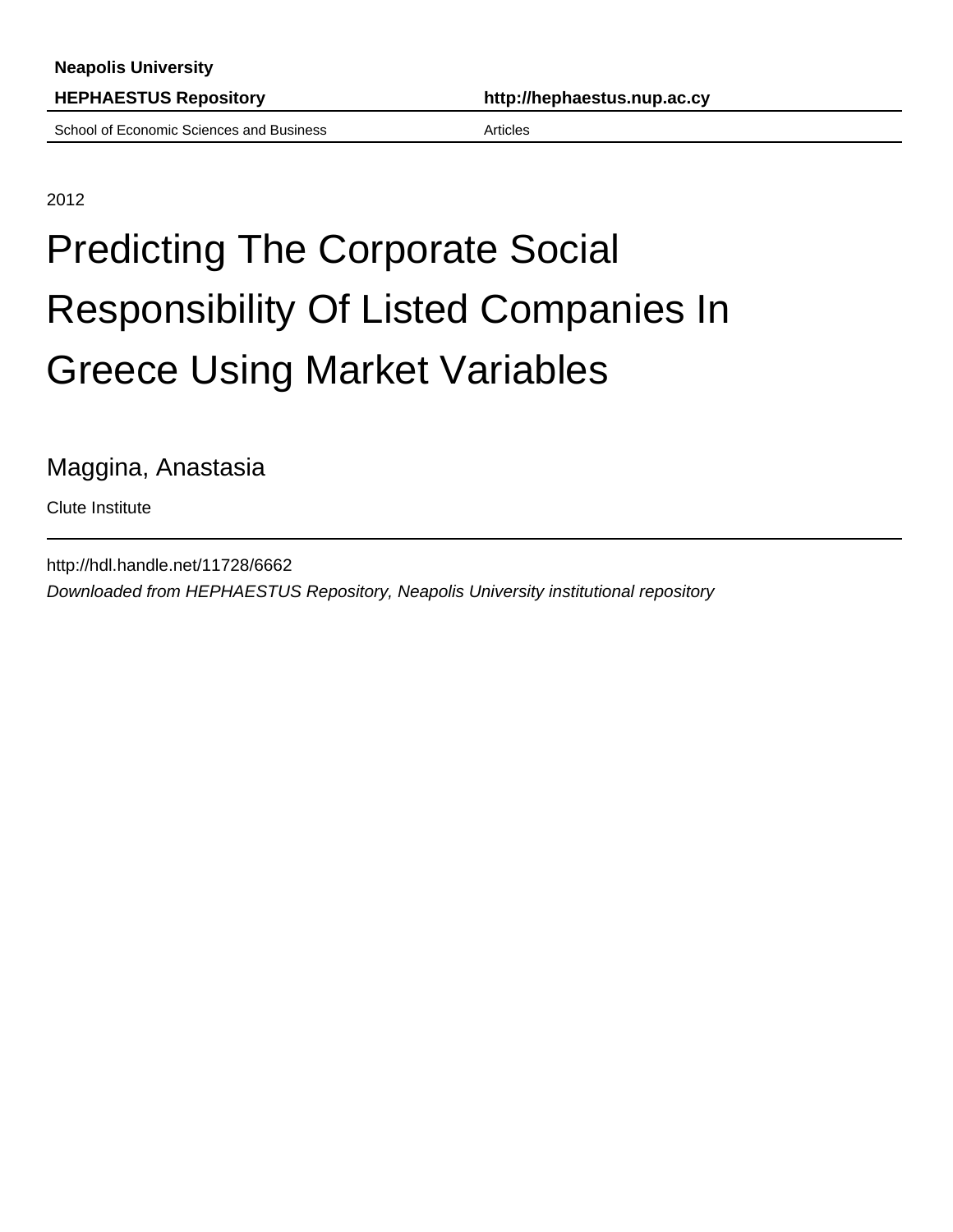**Neapolis University**

**HEPHAESTUS Repository** **http://hephaestus.nup.ac.cy**

School of Economic Sciences and Business Articles

2012

# Predicting The Corporate Social Responsibility Of Listed Companies In Greece Using Market Variables

Maggina, Anastasia

Clute Institute

http://hdl.handle.net/11728/6662

*Downloaded from HEPHAESTUS Repository, Neapolis University institutional repository*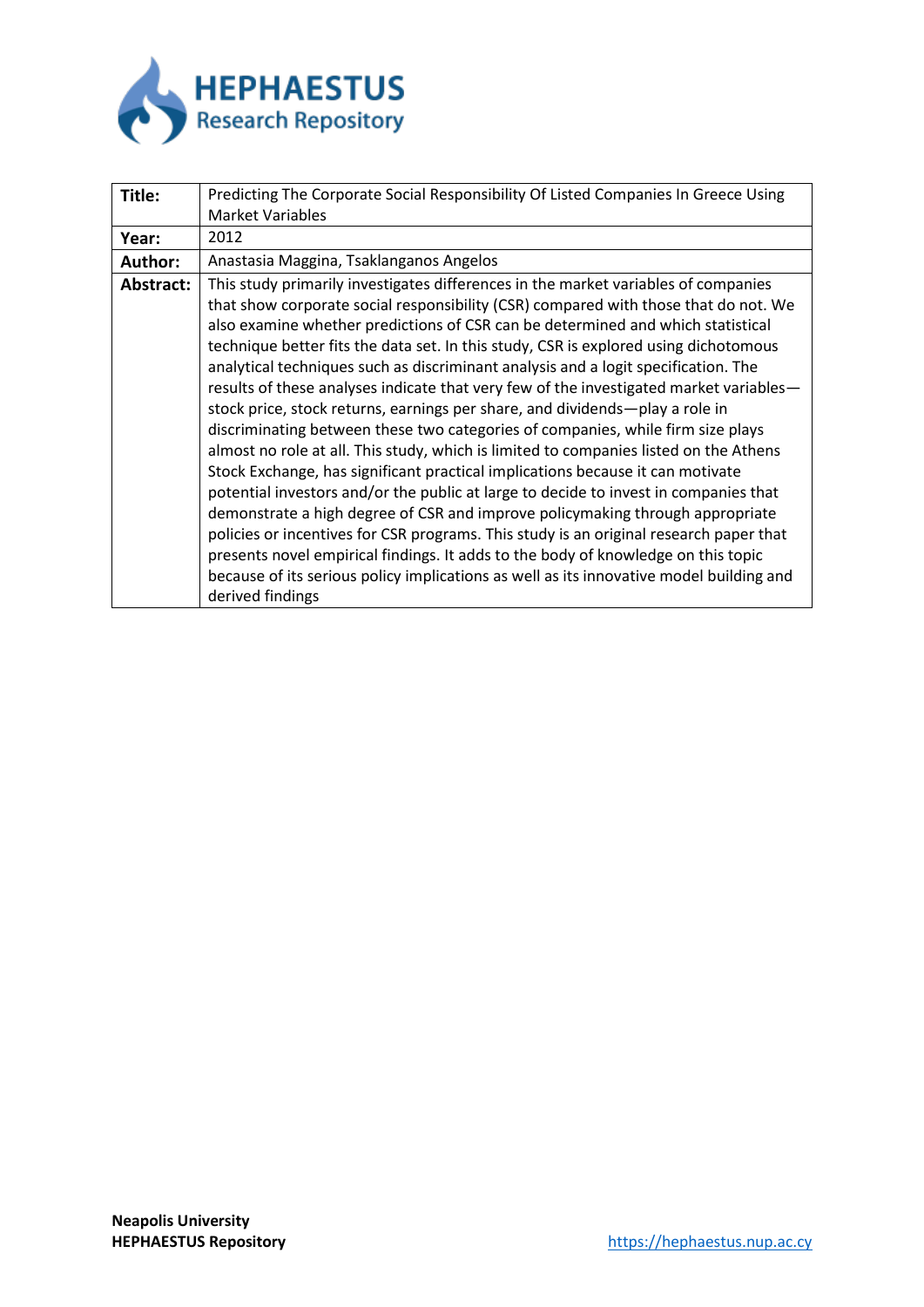| | |
|---|---|
| **Title:** | Predicting The Corporate Social Responsibility Of Listed Companies In Greece Using Market Variables |
| **Year:** | 2012 |
| **Author:** | Anastasia Maggina, Tsaklanganos Angelos |
| **Abstract:** | This study primarily investigates differences in the market variables of companies that show corporate social responsibility (CSR) compared with those that do not. We also examine whether predictions of CSR can be determined and which statistical technique better fits the data set. In this study, CSR is explored using dichotomous analytical techniques such as discriminant analysis and a logit specification. The results of these analyses indicate that very few of the investigated market variables—stock price, stock returns, earnings per share, and dividends—play a role in discriminating between these two categories of companies, while firm size plays almost no role at all. This study, which is limited to companies listed on the Athens Stock Exchange, has significant practical implications because it can motivate potential investors and/or the public at large to decide to invest in companies that demonstrate a high degree of CSR and improve policymaking through appropriate policies or incentives for CSR programs. This study is an original research paper that presents novel empirical findings. It adds to the body of knowledge on this topic because of its serious policy implications as well as its innovative model building and derived findings |

**Neapolis University**
**HEPHAESTUS Repository**

https://hephaestus.nup.ac.cy